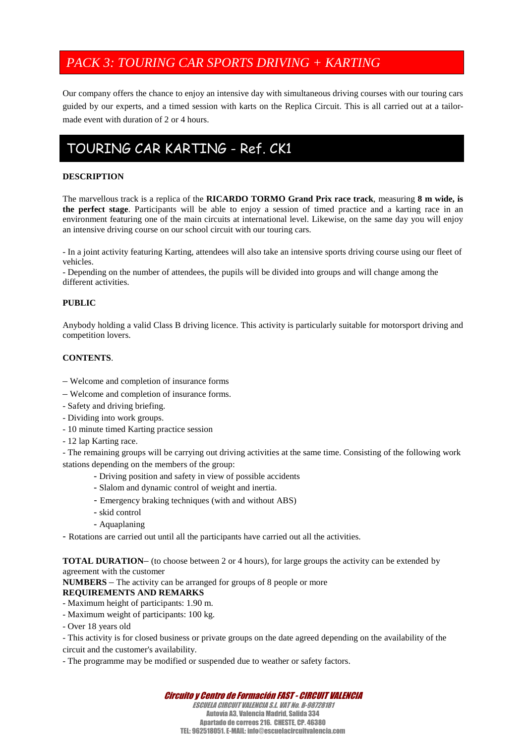## *PACK 3: TOURING CAR SPORTS DRIVING + KARTING*

Our company offers the chance to enjoy an intensive day with simultaneous driving courses with our touring cars guided by our experts, and a timed session with karts on the Replica Circuit. This is all carried out at a tailor-made event with duration of 2 or 4 hours.

## TOURING CAR KARTING - Ref. CK1

**DESCRIPTION**

The marvellous track is a replica of the **RICARDO TORMO Grand Prix race track**, measuring **8 m wide, is the perfect stage**. Participants will be able to enjoy a session of timed practice and a karting race in an environment featuring one of the main circuits at international level. Likewise, on the same day you will enjoy an intensive driving course on our school circuit with our touring cars.

- In a joint activity featuring Karting, attendees will also take an intensive sports driving course using our fleet of vehicles.
- Depending on the number of attendees, the pupils will be divided into groups and will change among the different activities.

**PUBLIC**

Anybody holding a valid Class B driving licence. This activity is particularly suitable for motorsport driving and competition lovers.

**CONTENTS**.

– Welcome and completion of insurance forms

– Welcome and completion of insurance forms.

- Safety and driving briefing.
- Dividing into work groups.
- 10 minute timed Karting practice session
- 12 lap Karting race.
- The remaining groups will be carrying out driving activities at the same time. Consisting of the following work stations depending on the members of the group:
    - Driving position and safety in view of possible accidents
    - Slalom and dynamic control of weight and inertia.
    - Emergency braking techniques (with and without ABS)
    - skid control
    - Aquaplaning
- Rotations are carried out until all the participants have carried out all the activities.

**TOTAL DURATION**– (to choose between 2 or 4 hours), for large groups the activity can be extended by agreement with the customer

**NUMBERS** – The activity can be arranged for groups of 8 people or more

**REQUIREMENTS AND REMARKS**

- Maximum height of participants: 1.90 m.
- Maximum weight of participants: 100 kg.
- Over 18 years old
- This activity is for closed business or private groups on the date agreed depending on the availability of the circuit and the customer's availability.
- The programme may be modified or suspended due to weather or safety factors.

***Circuito y Centro de Formación FAST - CIRCUIT VALENCIA***

*ESCUELA CIRCUIT VALENCIA S.L. VAT No. B-98728181*

**Autovía A3, Valencia Madrid, Salida 334**

**Apartado de correos 216. CHESTE, CP. 46380**

**TEL: 962518051. E-MAIL: info@escuelacircuitvalencia.com**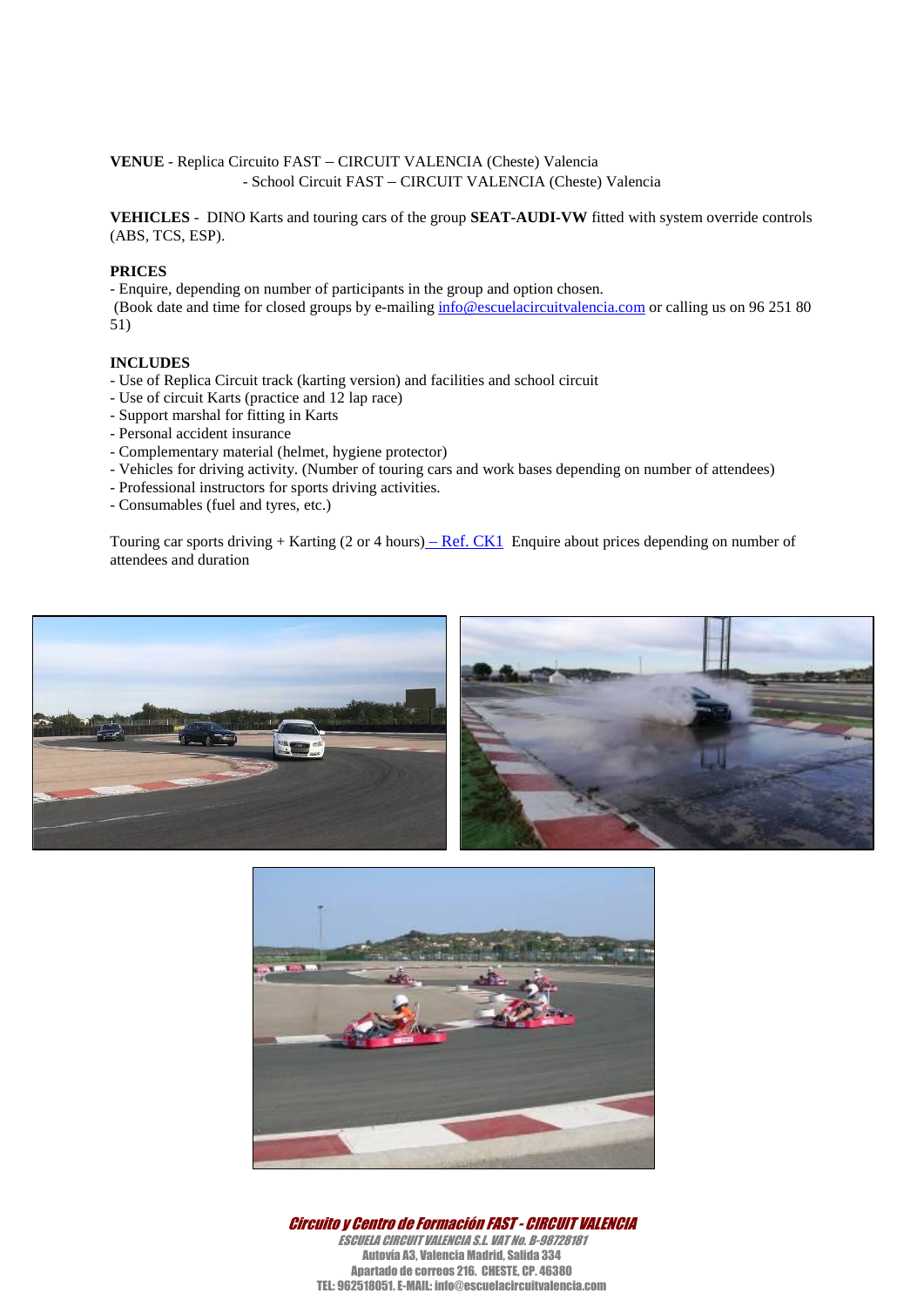**VENUE** - Replica Circuito FAST – CIRCUIT VALENCIA (Cheste) Valencia
- School Circuit FAST – CIRCUIT VALENCIA (Cheste) Valencia

**VEHICLES** - DINO Karts and touring cars of the group **SEAT-AUDI-VW** fitted with system override controls (ABS, TCS, ESP).

**PRICES**

- Enquire, depending on number of participants in the group and option chosen.
(Book date and time for closed groups by e-mailing info@escuelacircuitvalencia.com or calling us on 96 251 80 51)

**INCLUDES**

- Use of Replica Circuit track (karting version) and facilities and school circuit
- Use of circuit Karts (practice and 12 lap race)
- Support marshal for fitting in Karts
- Personal accident insurance
- Complementary material (helmet, hygiene protector)
- Vehicles for driving activity. (Number of touring cars and work bases depending on number of attendees)
- Professional instructors for sports driving activities.
- Consumables (fuel and tyres, etc.)

Touring car sports driving + Karting (2 or 4 hours) – Ref. CK1 Enquire about prices depending on number of attendees and duration